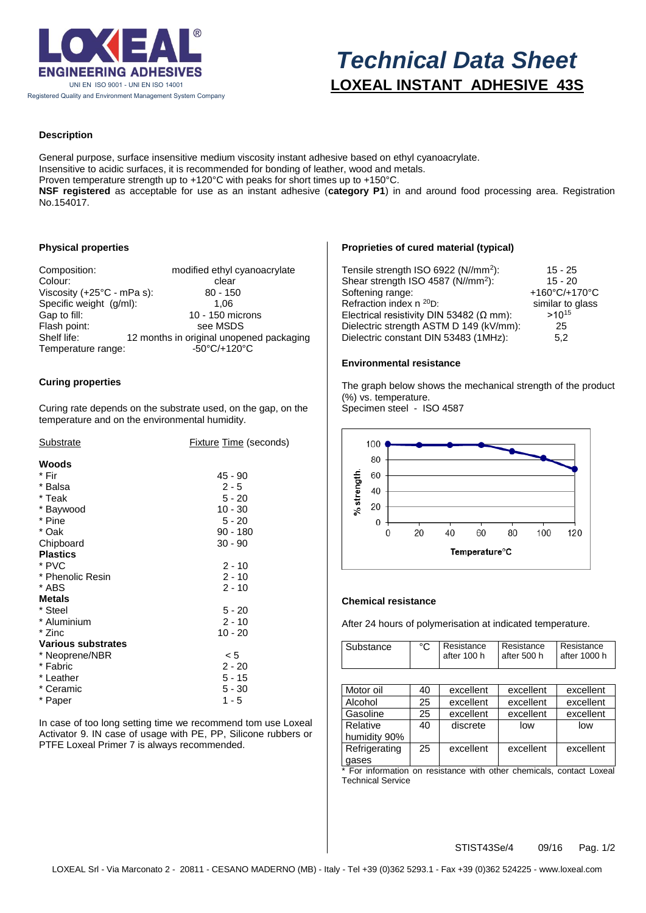# Technical Data Sheet

## LOXEAL INSTANT ADHESIVE 43S

### Description

General purpose, surface insensitive medium viscosity instant adhesive based on ethyl cyanoacrylate.
Insensitive to acidic surfaces, it is recommended for bonding of leather, wood and metals.
Proven temperature strength up to +120°C with peaks for short times up to +150°C.
**NSF registered** as acceptable for use as an instant adhesive (**category P1**) in and around food processing area. Registration No.154017.

### Physical properties

| | |
|---|---|
| Composition: | modified ethyl cyanoacrylate |
| Colour: | clear |
| Viscosity (+25°C - mPa s): | 80 - 150 |
| Specific weight (g/ml): | 1,06 |
| Gap to fill: | 10 - 150 microns |
| Flash point: | see MSDS |
| Shelf life: | 12 months in original unopened packaging |
| Temperature range: | -50°C/+120°C |

### Curing properties

Curing rate depends on the substrate used, on the gap, on the temperature and on the environmental humidity.

| Substrate | Fixture Time (seconds) |
|---|---|
| **Woods** | |
| * Fir | 45 - 90 |
| * Balsa | 2 - 5 |
| * Teak | 5 - 20 |
| * Baywood | 10 - 30 |
| * Pine | 5 - 20 |
| * Oak | 90 - 180 |
| Chipboard | 30 - 90 |
| **Plastics** | |
| * PVC | 2 - 10 |
| * Phenolic Resin | 2 - 10 |
| * ABS | 2 - 10 |
| **Metals** | |
| * Steel | 5 - 20 |
| * Aluminium | 2 - 10 |
| * Zinc | 10 - 20 |
| **Various substrates** | |
| * Neoprene/NBR | < 5 |
| * Fabric | 2 - 20 |
| * Leather | 5 - 15 |
| * Ceramic | 5 - 30 |
| * Paper | 1 - 5 |

In case of too long setting time we recommend tom use Loxeal Activator 9. IN case of usage with PE, PP, Silicone rubbers or PTFE Loxeal Primer 7 is always recommended.

### Proprieties of cured material (typical)

| | |
|---|---|
| Tensile strength ISO 6922 (N//mm$^2$): | 15 - 25 |
| Shear strength ISO 4587 (N//mm$^2$): | 15 - 20 |
| Softening range: | +160°C/+170°C |
| Refraction index n $^{20}$D: | similar to glass |
| Electrical resistivity DIN 53482 (Ω mm): | $>10^{15}$ |
| Dielectric strength ASTM D 149 (kV/mm): | 25 |
| Dielectric constant DIN 53483 (1MHz): | 5,2 |

### Environmental resistance

The graph below shows the mechanical strength of the product (%) vs. temperature.
Specimen steel - ISO 4587

% strength vs. Temperature°C

| Temperature°C | 0 | 20 | 40 | 60 | 80 | 100 | 120 |
|---|---|---|---|---|---|---|---|
| % strength | 100 | 98 | 98 | 98 | 90 | 82 | 68 |

### Chemical resistance

After 24 hours of polymerisation at indicated temperature.

| Substance | °C | Resistance after 100 h | Resistance after 500 h | Resistance after 1000 h |
|---|---|---|---|---|
| Motor oil | 40 | excellent | excellent | excellent |
| Alcohol | 25 | excellent | excellent | excellent |
| Gasoline | 25 | excellent | excellent | excellent |
| Relative humidity 90% | 40 | discrete | low | low |
| Refrigerating gases | 25 | excellent | excellent | excellent |

* For information on resistance with other chemicals, contact Loxeal Technical Service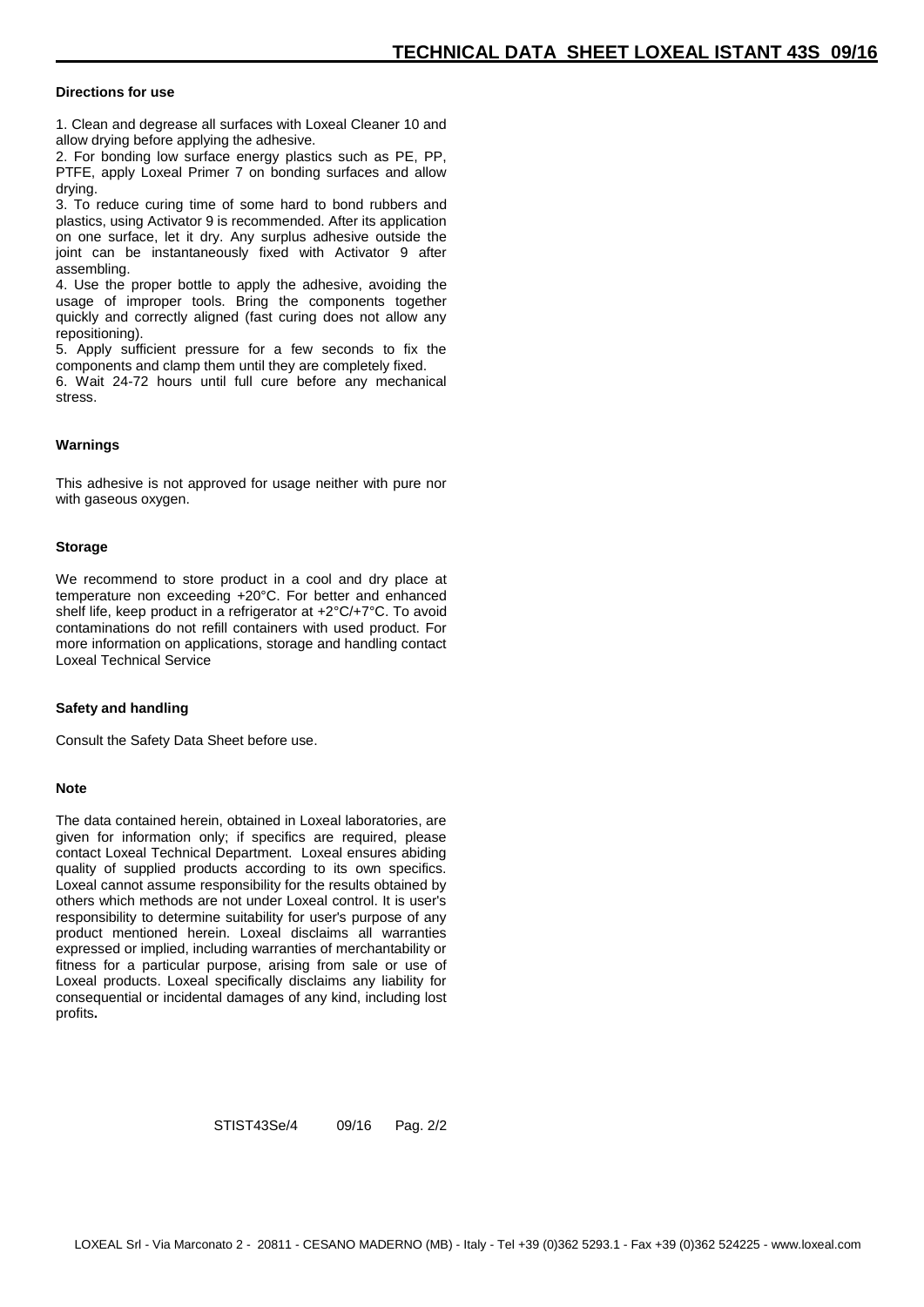### Directions for use

1. Clean and degrease all surfaces with Loxeal Cleaner 10 and allow drying before applying the adhesive.
2. For bonding low surface energy plastics such as PE, PP, PTFE, apply Loxeal Primer 7 on bonding surfaces and allow drying.
3. To reduce curing time of some hard to bond rubbers and plastics, using Activator 9 is recommended. After its application on one surface, let it dry. Any surplus adhesive outside the joint can be instantaneously fixed with Activator 9 after assembling.
4. Use the proper bottle to apply the adhesive, avoiding the usage of improper tools. Bring the components together quickly and correctly aligned (fast curing does not allow any repositioning).
5. Apply sufficient pressure for a few seconds to fix the components and clamp them until they are completely fixed.
6. Wait 24-72 hours until full cure before any mechanical stress.

### Warnings

This adhesive is not approved for usage neither with pure nor with gaseous oxygen.

### Storage

We recommend to store product in a cool and dry place at temperature non exceeding +20°C. For better and enhanced shelf life, keep product in a refrigerator at +2°C/+7°C. To avoid contaminations do not refill containers with used product. For more information on applications, storage and handling contact Loxeal Technical Service

### Safety and handling

Consult the Safety Data Sheet before use.

### Note

The data contained herein, obtained in Loxeal laboratories, are given for information only; if specifics are required, please contact Loxeal Technical Department. Loxeal ensures abiding quality of supplied products according to its own specifics. Loxeal cannot assume responsibility for the results obtained by others which methods are not under Loxeal control. It is user's responsibility to determine suitability for user's purpose of any product mentioned herein. Loxeal disclaims all warranties expressed or implied, including warranties of merchantability or fitness for a particular purpose, arising from sale or use of Loxeal products. Loxeal specifically disclaims any liability for consequential or incidental damages of any kind, including lost profits**.**

STIST43Se/4 09/16